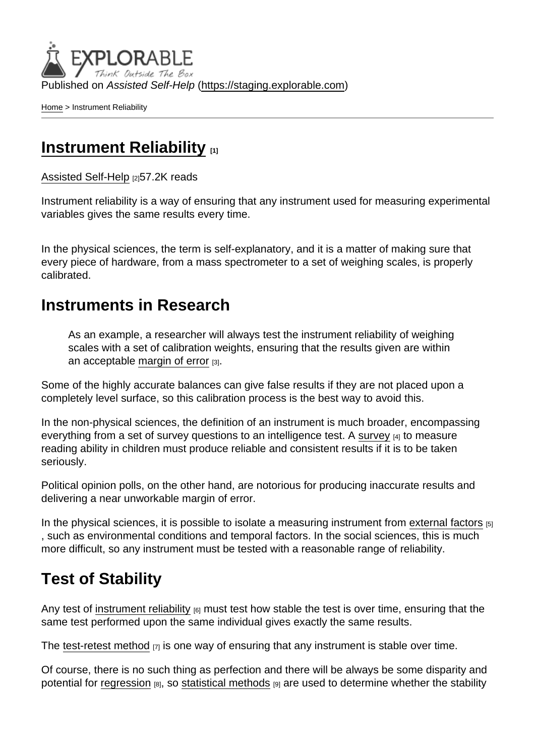Published on *Assisted Self-Help* (https://staging.explorable.com)

Home > Instrument Reliability

# Instrument Reliability [1]

Assisted Self-Help [2]57.2K reads

Instrument reliability is a way of ensuring that any instrument used for measuring experimental variables gives the same results every time.

In the physical sciences, the term is self-explanatory, and it is a matter of making sure that every piece of hardware, from a mass spectrometer to a set of weighing scales, is properly calibrated.

## Instruments in Research

> As an example, a researcher will always test the instrument reliability of weighing scales with a set of calibration weights, ensuring that the results given are within an acceptable margin of error [3].

Some of the highly accurate balances can give false results if they are not placed upon a completely level surface, so this calibration process is the best way to avoid this.

In the non-physical sciences, the definition of an instrument is much broader, encompassing everything from a set of survey questions to an intelligence test. A survey [4] to measure reading ability in children must produce reliable and consistent results if it is to be taken seriously.

Political opinion polls, on the other hand, are notorious for producing inaccurate results and delivering a near unworkable margin of error.

In the physical sciences, it is possible to isolate a measuring instrument from external factors [5], such as environmental conditions and temporal factors. In the social sciences, this is much more difficult, so any instrument must be tested with a reasonable range of reliability.

## Test of Stability

Any test of instrument reliability [6] must test how stable the test is over time, ensuring that the same test performed upon the same individual gives exactly the same results.

The test-retest method [7] is one way of ensuring that any instrument is stable over time.

Of course, there is no such thing as perfection and there will be always be some disparity and potential for regression [8], so statistical methods [9] are used to determine whether the stability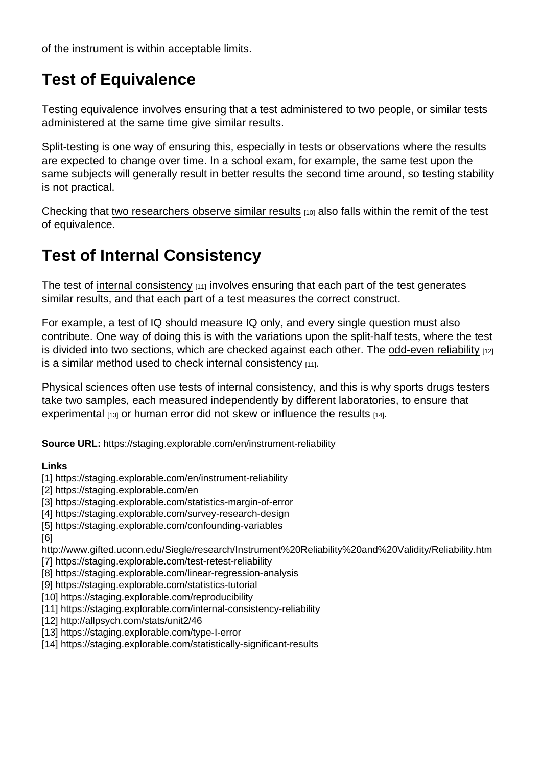of the instrument is within acceptable limits.

## Test of Equivalence

Testing equivalence involves ensuring that a test administered to two people, or similar tests administered at the same time give similar results.

Split-testing is one way of ensuring this, especially in tests or observations where the results are expected to change over time. In a school exam, for example, the same test upon the same subjects will generally result in better results the second time around, so testing stability is not practical.

Checking that two researchers observe similar results [10] also falls within the remit of the test of equivalence.

## Test of Internal Consistency

The test of internal consistency [11] involves ensuring that each part of the test generates similar results, and that each part of a test measures the correct construct.

For example, a test of IQ should measure IQ only, and every single question must also contribute. One way of doing this is with the variations upon the split-half tests, where the test is divided into two sections, which are checked against each other. The odd-even reliability [12] is a similar method used to check internal consistency [11].

Physical sciences often use tests of internal consistency, and this is why sports drugs testers take two samples, each measured independently by different laboratories, to ensure that experimental [13] or human error did not skew or influence the results [14].

---

**Source URL:** https://staging.explorable.com/en/instrument-reliability

**Links**
[1] https://staging.explorable.com/en/instrument-reliability
[2] https://staging.explorable.com/en
[3] https://staging.explorable.com/statistics-margin-of-error
[4] https://staging.explorable.com/survey-research-design
[5] https://staging.explorable.com/confounding-variables
[6] http://www.gifted.uconn.edu/Siegle/research/Instrument%20Reliability%20and%20Validity/Reliability.htm
[7] https://staging.explorable.com/test-retest-reliability
[8] https://staging.explorable.com/linear-regression-analysis
[9] https://staging.explorable.com/statistics-tutorial
[10] https://staging.explorable.com/reproducibility
[11] https://staging.explorable.com/internal-consistency-reliability
[12] http://allpsych.com/stats/unit2/46
[13] https://staging.explorable.com/type-I-error
[14] https://staging.explorable.com/statistically-significant-results